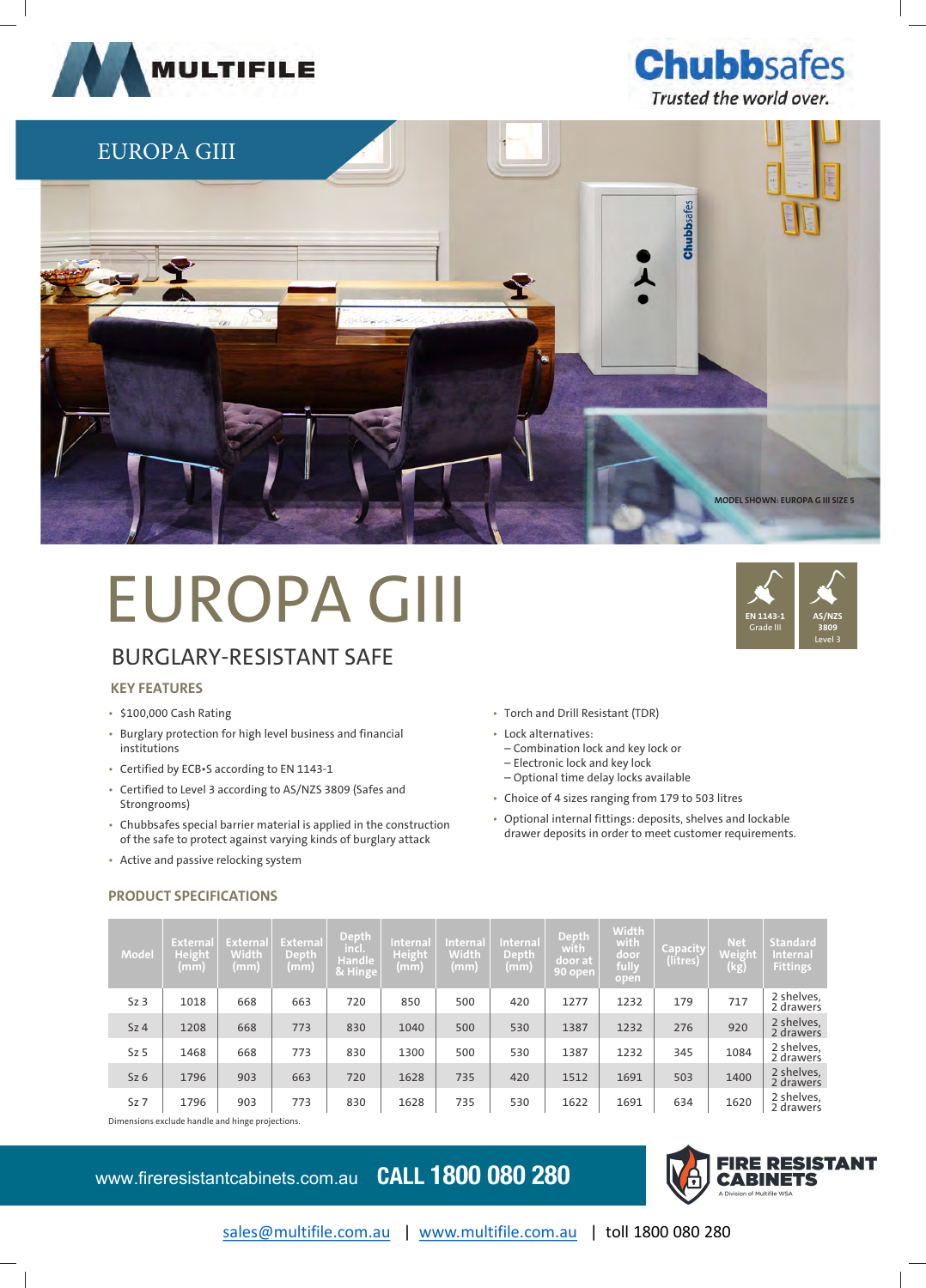# EUROPA GIII

MODEL SHOWN: EUROPA G III SIZE 5

# EUROPA GIII

EN 1143-1 Grade III

AS/NZS 3809 Level 3

## BURGLARY-RESISTANT SAFE

### KEY FEATURES

- $100,000 Cash Rating
- Burglary protection for high level business and financial institutions
- Certified by ECB•S according to EN 1143-1
- Certified to Level 3 according to AS/NZS 3809 (Safes and Strongrooms)
- Chubbsafes special barrier material is applied in the construction of the safe to protect against varying kinds of burglary attack
- Active and passive relocking system
- Torch and Drill Resistant (TDR)
- Lock alternatives:
  – Combination lock and key lock or
  – Electronic lock and key lock
  – Optional time delay locks available
- Choice of 4 sizes ranging from 179 to 503 litres
- Optional internal fittings: deposits, shelves and lockable drawer deposits in order to meet customer requirements.

### PRODUCT SPECIFICATIONS

| Model | External Height (mm) | External Width (mm) | External Depth (mm) | Depth incl. Handle & Hinge | Internal Height (mm) | Internal Width (mm) | Internal Depth (mm) | Depth with door at 90 open | Width with door fully open | Capacity (litres) | Net Weight (kg) | Standard Internal Fittings |
|---|---|---|---|---|---|---|---|---|---|---|---|---|
| Sz 3 | 1018 | 668 | 663 | 720 | 850 | 500 | 420 | 1277 | 1232 | 179 | 717 | 2 shelves, 2 drawers |
| Sz 4 | 1208 | 668 | 773 | 830 | 1040 | 500 | 530 | 1387 | 1232 | 276 | 920 | 2 shelves, 2 drawers |
| Sz 5 | 1468 | 668 | 773 | 830 | 1300 | 500 | 530 | 1387 | 1232 | 345 | 1084 | 2 shelves, 2 drawers |
| Sz 6 | 1796 | 903 | 663 | 720 | 1628 | 735 | 420 | 1512 | 1691 | 503 | 1400 | 2 shelves, 2 drawers |
| Sz 7 | 1796 | 903 | 773 | 830 | 1628 | 735 | 530 | 1622 | 1691 | 634 | 1620 | 2 shelves, 2 drawers |

Dimensions exclude handle and hinge projections.

www.fireresistantcabinets.com.au **CALL 1800 080 280**

FIRE RESISTANT CABINETS — A Division of Multifile WSA

sales@multifile.com.au | www.multifile.com.au | toll 1800 080 280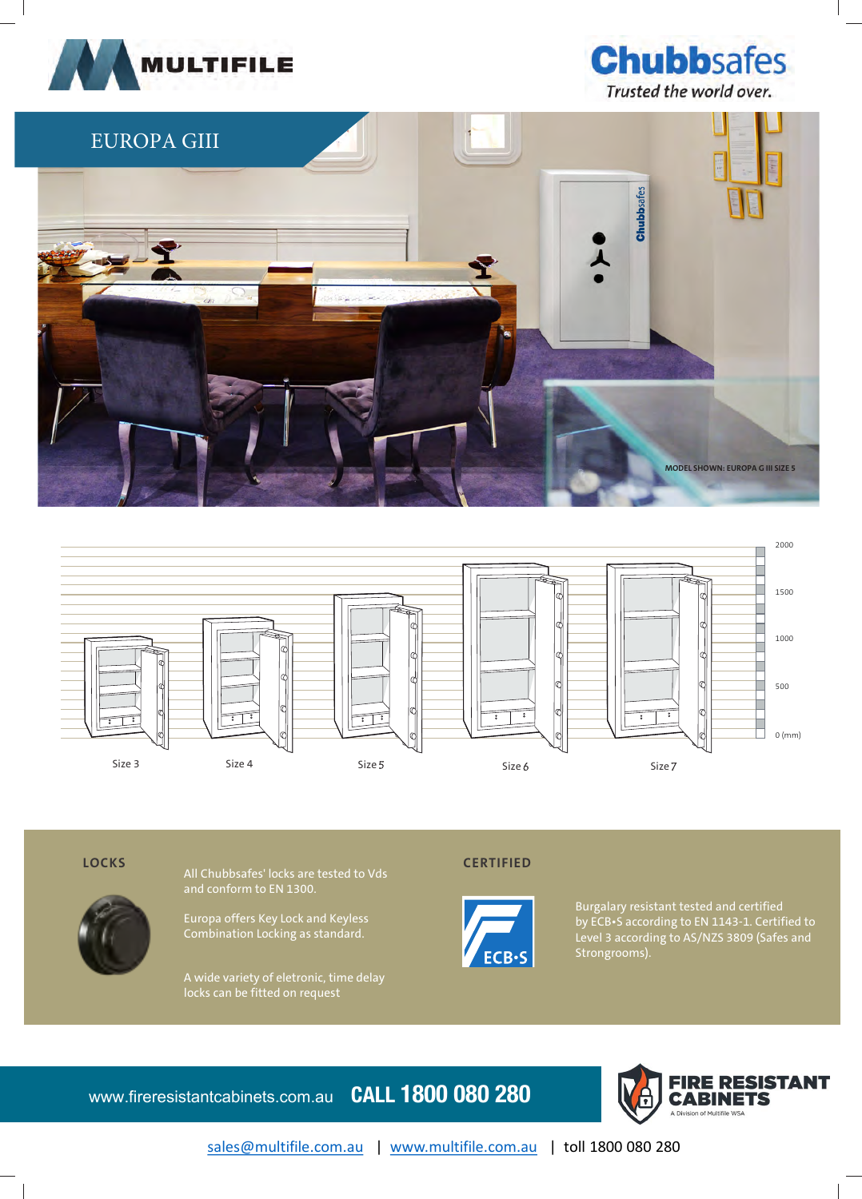MULTIFILE

**Chubbsafes**
*Trusted the world over.*

# EUROPA GIII

MODEL SHOWN: EUROPA G III SIZE 5

2000
1500
1000
500
0 (mm)

Size 3
Size 4
Size 5
Size 6
Size 7

## LOCKS

All Chubbsafes' locks are tested to Vds and conform to EN 1300.

Europa offers Key Lock and Keyless Combination Locking as standard.

A wide variety of eletronic, time delay locks can be fitted on request

## CERTIFIED

ECB•S

Burgalary resistant tested and certified by ECB•S according to EN 1143-1. Certified to Level 3 according to AS/NZS 3809 (Safes and Strongrooms).

www.fireresistantcabinets.com.au **CALL 1800 080 280**

**FIRE RESISTANT CABINETS**
A Division of Multifile WSA

sales@multifile.com.au | www.multifile.com.au | toll 1800 080 280